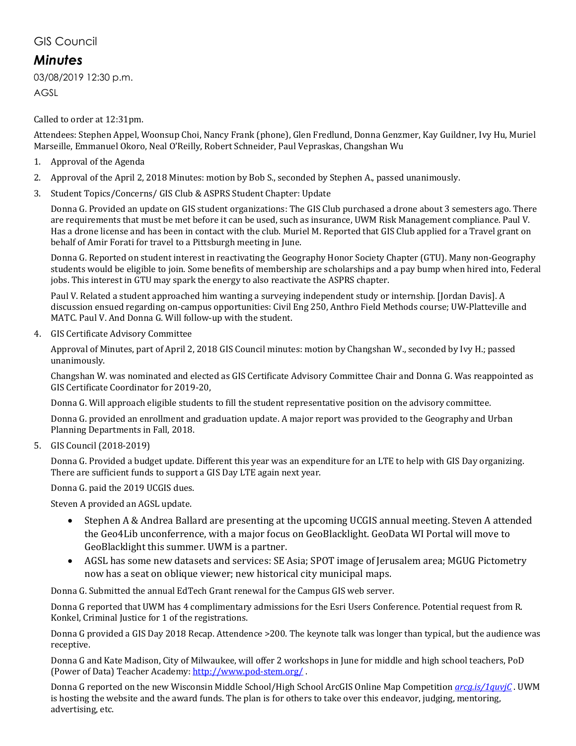GIS Council

# *Minutes*

03/08/2019 12:30 p.m.

AGSL

Called to order at 12:31pm.

Attendees: Stephen Appel, Woonsup Choi, Nancy Frank (phone), Glen Fredlund, Donna Genzmer, Kay Guildner, Ivy Hu, Muriel Marseille, Emmanuel Okoro, Neal O'Reilly, Robert Schneider, Paul Vepraskas, Changshan Wu

1. Approval of the Agenda
2. Approval of the April 2, 2018 Minutes: motion by Bob S., seconded by Stephen A., passed unanimously.
3. Student Topics/Concerns/ GIS Club & ASPRS Student Chapter: Update

   Donna G. Provided an update on GIS student organizations: The GIS Club purchased a drone about 3 semesters ago. There are requirements that must be met before it can be used, such as insurance, UWM Risk Management compliance. Paul V. Has a drone license and has been in contact with the club. Muriel M. Reported that GIS Club applied for a Travel grant on behalf of Amir Forati for travel to a Pittsburgh meeting in June.

   Donna G. Reported on student interest in reactivating the Geography Honor Society Chapter (GTU). Many non-Geography students would be eligible to join. Some benefits of membership are scholarships and a pay bump when hired into, Federal jobs. This interest in GTU may spark the energy to also reactivate the ASPRS chapter.

   Paul V. Related a student approached him wanting a surveying independent study or internship. [Jordan Davis]. A discussion ensued regarding on-campus opportunities: Civil Eng 250, Anthro Field Methods course; UW-Platteville and MATC. Paul V. And Donna G. Will follow-up with the student.

4. GIS Certificate Advisory Committee

   Approval of Minutes, part of April 2, 2018 GIS Council minutes: motion by Changshan W., seconded by Ivy H.; passed unanimously.

   Changshan W. was nominated and elected as GIS Certificate Advisory Committee Chair and Donna G. Was reappointed as GIS Certificate Coordinator for 2019-20,

   Donna G. Will approach eligible students to fill the student representative position on the advisory committee.

   Donna G. provided an enrollment and graduation update. A major report was provided to the Geography and Urban Planning Departments in Fall, 2018.

5. GIS Council (2018-2019)

   Donna G. Provided a budget update. Different this year was an expenditure for an LTE to help with GIS Day organizing. There are sufficient funds to support a GIS Day LTE again next year.

   Donna G. paid the 2019 UCGIS dues.

   Steven A provided an AGSL update.

   - Stephen A & Andrea Ballard are presenting at the upcoming UCGIS annual meeting. Steven A attended the Geo4Lib unconferrence, with a major focus on GeoBlacklight. GeoData WI Portal will move to GeoBlacklight this summer. UWM is a partner.
   - AGSL has some new datasets and services: SE Asia; SPOT image of Jerusalem area; MGUG Pictometry now has a seat on oblique viewer; new historical city municipal maps.

   Donna G. Submitted the annual EdTech Grant renewal for the Campus GIS web server.

   Donna G reported that UWM has 4 complimentary admissions for the Esri Users Conference. Potential request from R. Konkel, Criminal Justice for 1 of the registrations.

   Donna G provided a GIS Day 2018 Recap. Attendence >200. The keynote talk was longer than typical, but the audience was receptive.

   Donna G and Kate Madison, City of Milwaukee, will offer 2 workshops in June for middle and high school teachers, PoD (Power of Data) Teacher Academy: http://www.pod-stem.org/ .

   Donna G reported on the new Wisconsin Middle School/High School ArcGIS Online Map Competition *arcg.is/1quvjC* . UWM is hosting the website and the award funds. The plan is for others to take over this endeavor, judging, mentoring, advertising, etc.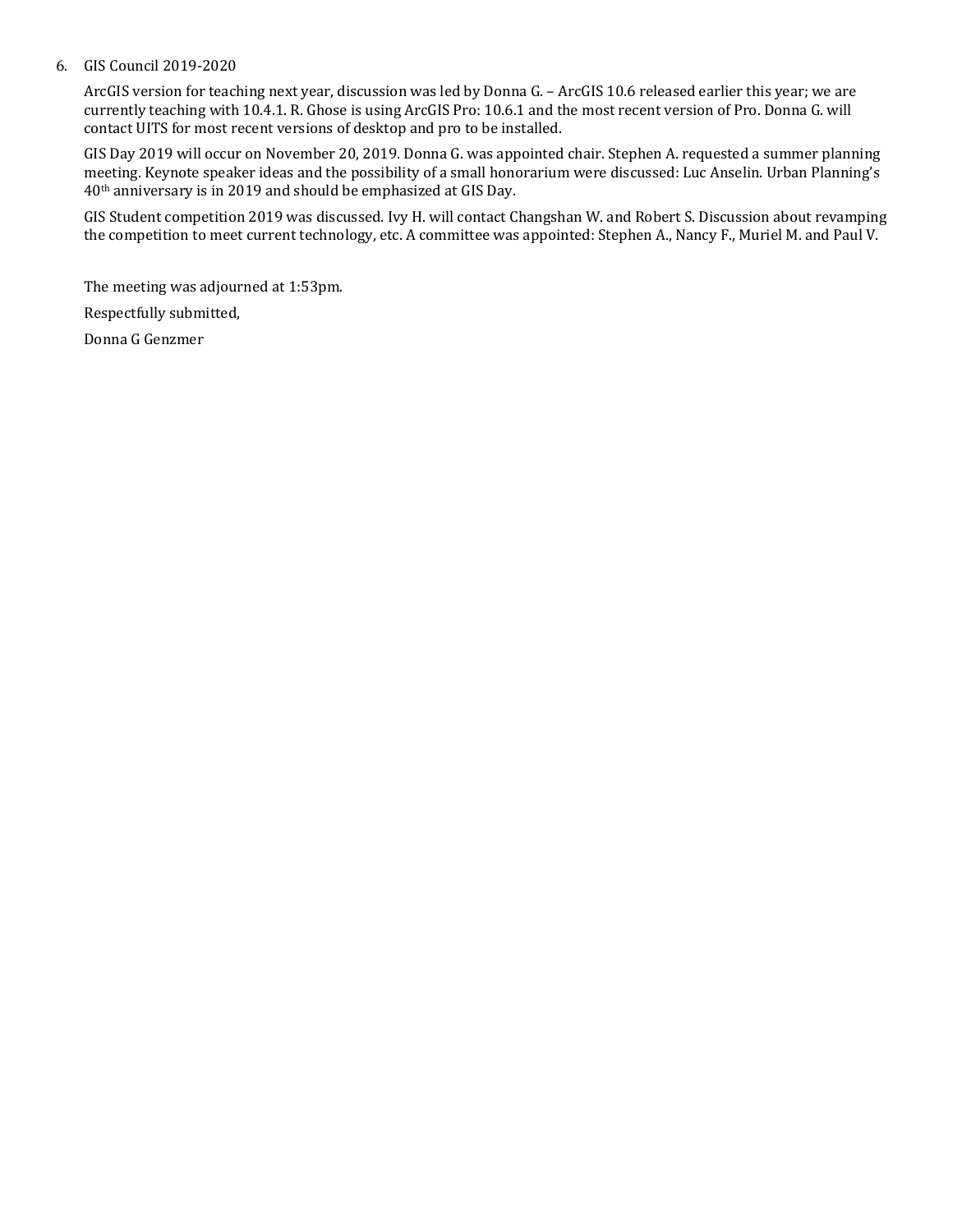6. GIS Council 2019-2020

   ArcGIS version for teaching next year, discussion was led by Donna G. – ArcGIS 10.6 released earlier this year; we are currently teaching with 10.4.1. R. Ghose is using ArcGIS Pro: 10.6.1 and the most recent version of Pro. Donna G. will contact UITS for most recent versions of desktop and pro to be installed.

   GIS Day 2019 will occur on November 20, 2019. Donna G. was appointed chair. Stephen A. requested a summer planning meeting. Keynote speaker ideas and the possibility of a small honorarium were discussed: Luc Anselin. Urban Planning's 40th anniversary is in 2019 and should be emphasized at GIS Day.

   GIS Student competition 2019 was discussed. Ivy H. will contact Changshan W. and Robert S. Discussion about revamping the competition to meet current technology, etc. A committee was appointed: Stephen A., Nancy F., Muriel M. and Paul V.

The meeting was adjourned at 1:53pm.

Respectfully submitted,

Donna G Genzmer